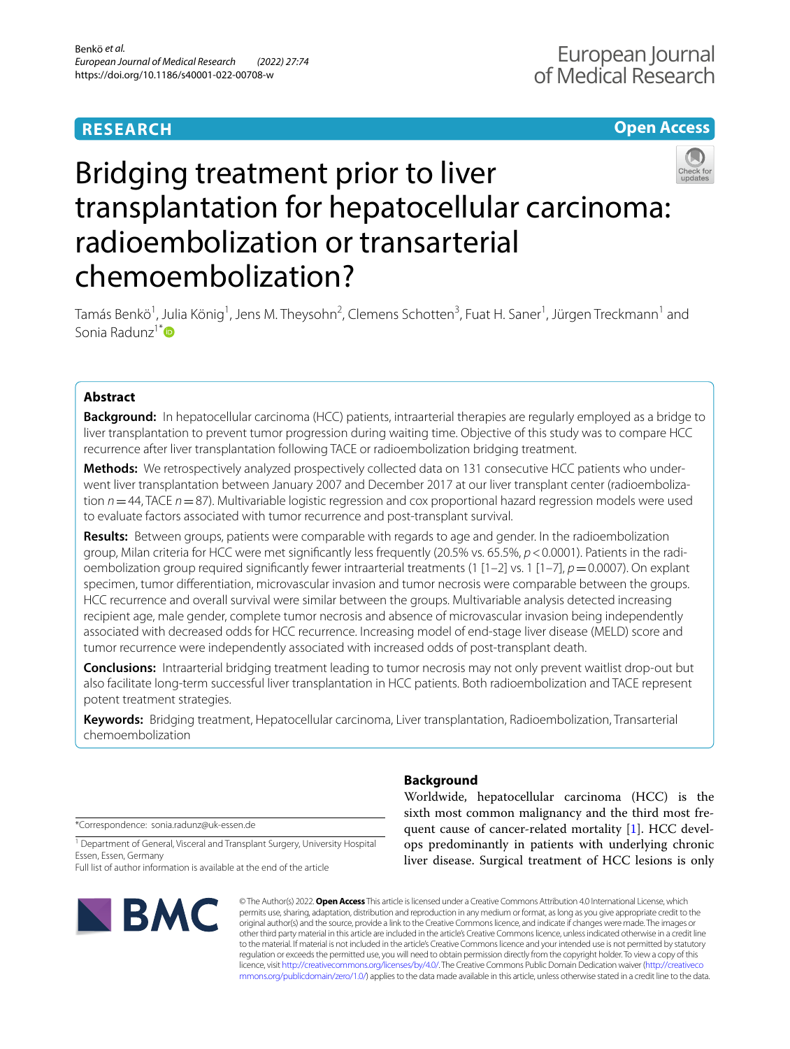**RESEARCH** **Open Access**

# Bridging treatment prior to liver transplantation for hepatocellular carcinoma: radioembolization or transarterial chemoembolization?

Tamás Benkö[1], Julia König[1], Jens M. Theysohn[2], Clemens Schotten[3], Fuat H. Saner[1], Jürgen Treckmann[1] and Sonia Radunz[1*]

## Abstract

**Background:** In hepatocellular carcinoma (HCC) patients, intraarterial therapies are regularly employed as a bridge to liver transplantation to prevent tumor progression during waiting time. Objective of this study was to compare HCC recurrence after liver transplantation following TACE or radioembolization bridging treatment.

**Methods:** We retrospectively analyzed prospectively collected data on 131 consecutive HCC patients who underwent liver transplantation between January 2007 and December 2017 at our liver transplant center (radioembolization $n=44$, TACE $n=87$). Multivariable logistic regression and cox proportional hazard regression models were used to evaluate factors associated with tumor recurrence and post-transplant survival.

**Results:** Between groups, patients were comparable with regards to age and gender. In the radioembolization group, Milan criteria for HCC were met significantly less frequently (20.5% vs. 65.5%, $p<0.0001$). Patients in the radioembolization group required significantly fewer intraarterial treatments (1 [1–2] vs. 1 [1–7], $p=0.0007$). On explant specimen, tumor differentiation, microvascular invasion and tumor necrosis were comparable between the groups. HCC recurrence and overall survival were similar between the groups. Multivariable analysis detected increasing recipient age, male gender, complete tumor necrosis and absence of microvascular invasion being independently associated with decreased odds for HCC recurrence. Increasing model of end-stage liver disease (MELD) score and tumor recurrence were independently associated with increased odds of post-transplant death.

**Conclusions:** Intraarterial bridging treatment leading to tumor necrosis may not only prevent waitlist drop-out but also facilitate long-term successful liver transplantation in HCC patients. Both radioembolization and TACE represent potent treatment strategies.

**Keywords:** Bridging treatment, Hepatocellular carcinoma, Liver transplantation, Radioembolization, Transarterial chemoembolization

*Correspondence: sonia.radunz@uk-essen.de

[1] Department of General, Visceral and Transplant Surgery, University Hospital Essen, Essen, Germany

Full list of author information is available at the end of the article

## Background

Worldwide, hepatocellular carcinoma (HCC) is the sixth most common malignancy and the third most frequent cause of cancer-related mortality [1]. HCC develops predominantly in patients with underlying chronic liver disease. Surgical treatment of HCC lesions is only

© The Author(s) 2022. **Open Access** This article is licensed under a Creative Commons Attribution 4.0 International License, which permits use, sharing, adaptation, distribution and reproduction in any medium or format, as long as you give appropriate credit to the original author(s) and the source, provide a link to the Creative Commons licence, and indicate if changes were made. The images or other third party material in this article are included in the article's Creative Commons licence, unless indicated otherwise in a credit line to the material. If material is not included in the article's Creative Commons licence and your intended use is not permitted by statutory regulation or exceeds the permitted use, you will need to obtain permission directly from the copyright holder. To view a copy of this licence, visit http://creativecommons.org/licenses/by/4.0/. The Creative Commons Public Domain Dedication waiver (http://creativecommons.org/publicdomain/zero/1.0/) applies to the data made available in this article, unless otherwise stated in a credit line to the data.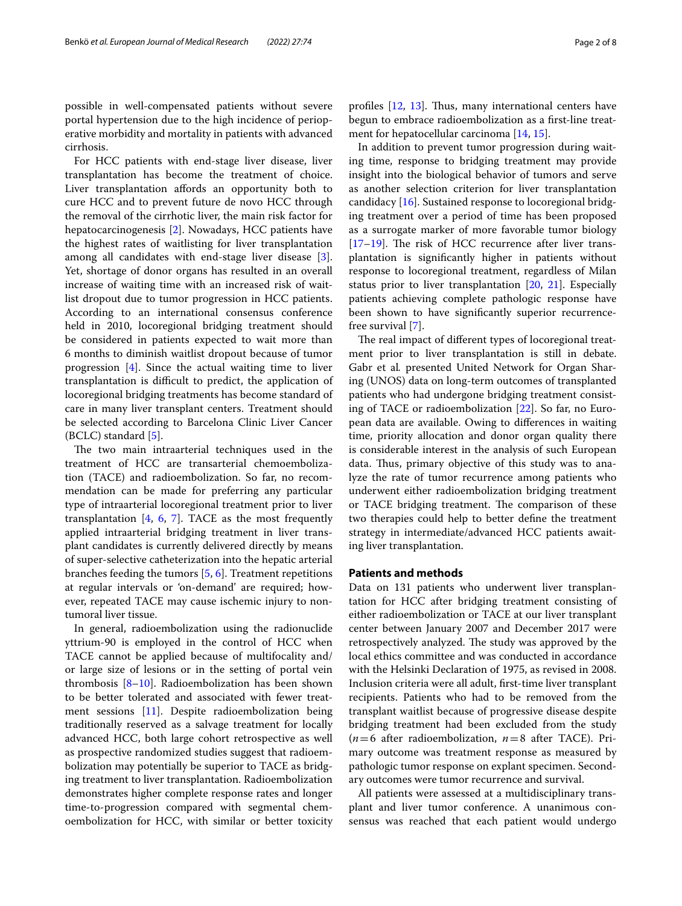possible in well-compensated patients without severe portal hypertension due to the high incidence of perioperative morbidity and mortality in patients with advanced cirrhosis.

For HCC patients with end-stage liver disease, liver transplantation has become the treatment of choice. Liver transplantation affords an opportunity both to cure HCC and to prevent future de novo HCC through the removal of the cirrhotic liver, the main risk factor for hepatocarcinogenesis [2]. Nowadays, HCC patients have the highest rates of waitlisting for liver transplantation among all candidates with end-stage liver disease [3]. Yet, shortage of donor organs has resulted in an overall increase of waiting time with an increased risk of waitlist dropout due to tumor progression in HCC patients. According to an international consensus conference held in 2010, locoregional bridging treatment should be considered in patients expected to wait more than 6 months to diminish waitlist dropout because of tumor progression [4]. Since the actual waiting time to liver transplantation is difficult to predict, the application of locoregional bridging treatments has become standard of care in many liver transplant centers. Treatment should be selected according to Barcelona Clinic Liver Cancer (BCLC) standard [5].

The two main intraarterial techniques used in the treatment of HCC are transarterial chemoembolization (TACE) and radioembolization. So far, no recommendation can be made for preferring any particular type of intraarterial locoregional treatment prior to liver transplantation [4, 6, 7]. TACE as the most frequently applied intraarterial bridging treatment in liver transplant candidates is currently delivered directly by means of super-selective catheterization into the hepatic arterial branches feeding the tumors [5, 6]. Treatment repetitions at regular intervals or 'on-demand' are required; however, repeated TACE may cause ischemic injury to non-tumoral liver tissue.

In general, radioembolization using the radionuclide yttrium-90 is employed in the control of HCC when TACE cannot be applied because of multifocality and/or large size of lesions or in the setting of portal vein thrombosis [8–10]. Radioembolization has been shown to be better tolerated and associated with fewer treatment sessions [11]. Despite radioembolization being traditionally reserved as a salvage treatment for locally advanced HCC, both large cohort retrospective as well as prospective randomized studies suggest that radioembolization may potentially be superior to TACE as bridging treatment to liver transplantation. Radioembolization demonstrates higher complete response rates and longer time-to-progression compared with segmental chemoembolization for HCC, with similar or better toxicity profiles [12, 13]. Thus, many international centers have begun to embrace radioembolization as a first-line treatment for hepatocellular carcinoma [14, 15].

In addition to prevent tumor progression during waiting time, response to bridging treatment may provide insight into the biological behavior of tumors and serve as another selection criterion for liver transplantation candidacy [16]. Sustained response to locoregional bridging treatment over a period of time has been proposed as a surrogate marker of more favorable tumor biology [17–19]. The risk of HCC recurrence after liver transplantation is significantly higher in patients without response to locoregional treatment, regardless of Milan status prior to liver transplantation [20, 21]. Especially patients achieving complete pathologic response have been shown to have significantly superior recurrence-free survival [7].

The real impact of different types of locoregional treatment prior to liver transplantation is still in debate. Gabr et al. presented United Network for Organ Sharing (UNOS) data on long-term outcomes of transplanted patients who had undergone bridging treatment consisting of TACE or radioembolization [22]. So far, no European data are available. Owing to differences in waiting time, priority allocation and donor organ quality there is considerable interest in the analysis of such European data. Thus, primary objective of this study was to analyze the rate of tumor recurrence among patients who underwent either radioembolization bridging treatment or TACE bridging treatment. The comparison of these two therapies could help to better define the treatment strategy in intermediate/advanced HCC patients awaiting liver transplantation.

## Patients and methods

Data on 131 patients who underwent liver transplantation for HCC after bridging treatment consisting of either radioembolization or TACE at our liver transplant center between January 2007 and December 2017 were retrospectively analyzed. The study was approved by the local ethics committee and was conducted in accordance with the Helsinki Declaration of 1975, as revised in 2008. Inclusion criteria were all adult, first-time liver transplant recipients. Patients who had to be removed from the transplant waitlist because of progressive disease despite bridging treatment had been excluded from the study ($n=6$ after radioembolization, $n=8$ after TACE). Primary outcome was treatment response as measured by pathologic tumor response on explant specimen. Secondary outcomes were tumor recurrence and survival.

All patients were assessed at a multidisciplinary transplant and liver tumor conference. A unanimous consensus was reached that each patient would undergo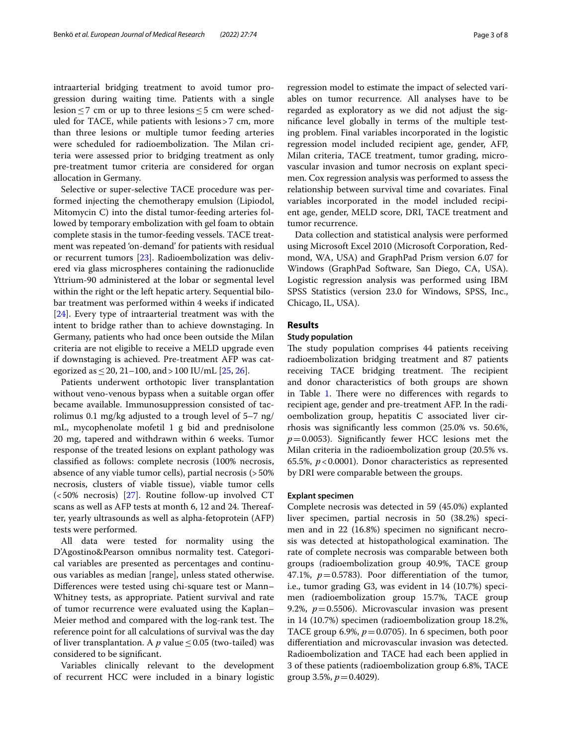intraarterial bridging treatment to avoid tumor progression during waiting time. Patients with a single lesion ≤ 7 cm or up to three lesions ≤ 5 cm were scheduled for TACE, while patients with lesions > 7 cm, more than three lesions or multiple tumor feeding arteries were scheduled for radioembolization. The Milan criteria were assessed prior to bridging treatment as only pre-treatment tumor criteria are considered for organ allocation in Germany.

Selective or super-selective TACE procedure was performed injecting the chemotherapy emulsion (Lipiodol, Mitomycin C) into the distal tumor-feeding arteries followed by temporary embolization with gel foam to obtain complete stasis in the tumor-feeding vessels. TACE treatment was repeated 'on-demand' for patients with residual or recurrent tumors [23]. Radioembolization was delivered via glass microspheres containing the radionuclide Yttrium-90 administered at the lobar or segmental level within the right or the left hepatic artery. Sequential bilobar treatment was performed within 4 weeks if indicated [24]. Every type of intraarterial treatment was with the intent to bridge rather than to achieve downstaging. In Germany, patients who had once been outside the Milan criteria are not eligible to receive a MELD upgrade even if downstaging is achieved. Pre-treatment AFP was categorized as ≤ 20, 21–100, and > 100 IU/mL [25, 26].

Patients underwent orthotopic liver transplantation without veno-venous bypass when a suitable organ offer became available. Immunosuppression consisted of tacrolimus 0.1 mg/kg adjusted to a trough level of 5–7 ng/mL, mycophenolate mofetil 1 g bid and prednisolone 20 mg, tapered and withdrawn within 6 weeks. Tumor response of the treated lesions on explant pathology was classified as follows: complete necrosis (100% necrosis, absence of any viable tumor cells), partial necrosis (> 50% necrosis, clusters of viable tissue), viable tumor cells (< 50% necrosis) [27]. Routine follow-up involved CT scans as well as AFP tests at month 6, 12 and 24. Thereafter, yearly ultrasounds as well as alpha-fetoprotein (AFP) tests were performed.

All data were tested for normality using the D'Agostino&Pearson omnibus normality test. Categorical variables are presented as percentages and continuous variables as median [range], unless stated otherwise. Differences were tested using chi-square test or Mann–Whitney tests, as appropriate. Patient survival and rate of tumor recurrence were evaluated using the Kaplan–Meier method and compared with the log-rank test. The reference point for all calculations of survival was the day of liver transplantation. A $p$ value ≤ 0.05 (two-tailed) was considered to be significant.

Variables clinically relevant to the development of recurrent HCC were included in a binary logistic regression model to estimate the impact of selected variables on tumor recurrence. All analyses have to be regarded as exploratory as we did not adjust the significance level globally in terms of the multiple testing problem. Final variables incorporated in the logistic regression model included recipient age, gender, AFP, Milan criteria, TACE treatment, tumor grading, microvascular invasion and tumor necrosis on explant specimen. Cox regression analysis was performed to assess the relationship between survival time and covariates. Final variables incorporated in the model included recipient age, gender, MELD score, DRI, TACE treatment and tumor recurrence.

Data collection and statistical analysis were performed using Microsoft Excel 2010 (Microsoft Corporation, Redmond, WA, USA) and GraphPad Prism version 6.07 for Windows (GraphPad Software, San Diego, CA, USA). Logistic regression analysis was performed using IBM SPSS Statistics (version 23.0 for Windows, SPSS, Inc., Chicago, IL, USA).

## Results

### Study population

The study population comprises 44 patients receiving radioembolization bridging treatment and 87 patients receiving TACE bridging treatment. The recipient and donor characteristics of both groups are shown in Table 1. There were no differences with regards to recipient age, gender and pre-treatment AFP. In the radioembolization group, hepatitis C associated liver cirrhosis was significantly less common (25.0% vs. 50.6%, $p = 0.0053$). Significantly fewer HCC lesions met the Milan criteria in the radioembolization group (20.5% vs. 65.5%, $p < 0.0001$). Donor characteristics as represented by DRI were comparable between the groups.

### Explant specimen

Complete necrosis was detected in 59 (45.0%) explanted liver specimen, partial necrosis in 50 (38.2%) specimen and in 22 (16.8%) specimen no significant necrosis was detected at histopathological examination. The rate of complete necrosis was comparable between both groups (radioembolization group 40.9%, TACE group 47.1%, $p = 0.5783$). Poor differentiation of the tumor, i.e., tumor grading G3, was evident in 14 (10.7%) specimen (radioembolization group 15.7%, TACE group 9.2%, $p = 0.5506$). Microvascular invasion was present in 14 (10.7%) specimen (radioembolization group 18.2%, TACE group 6.9%, $p = 0.0705$). In 6 specimen, both poor differentiation and microvascular invasion was detected. Radioembolization and TACE had each been applied in 3 of these patients (radioembolization group 6.8%, TACE group 3.5%, $p = 0.4029$).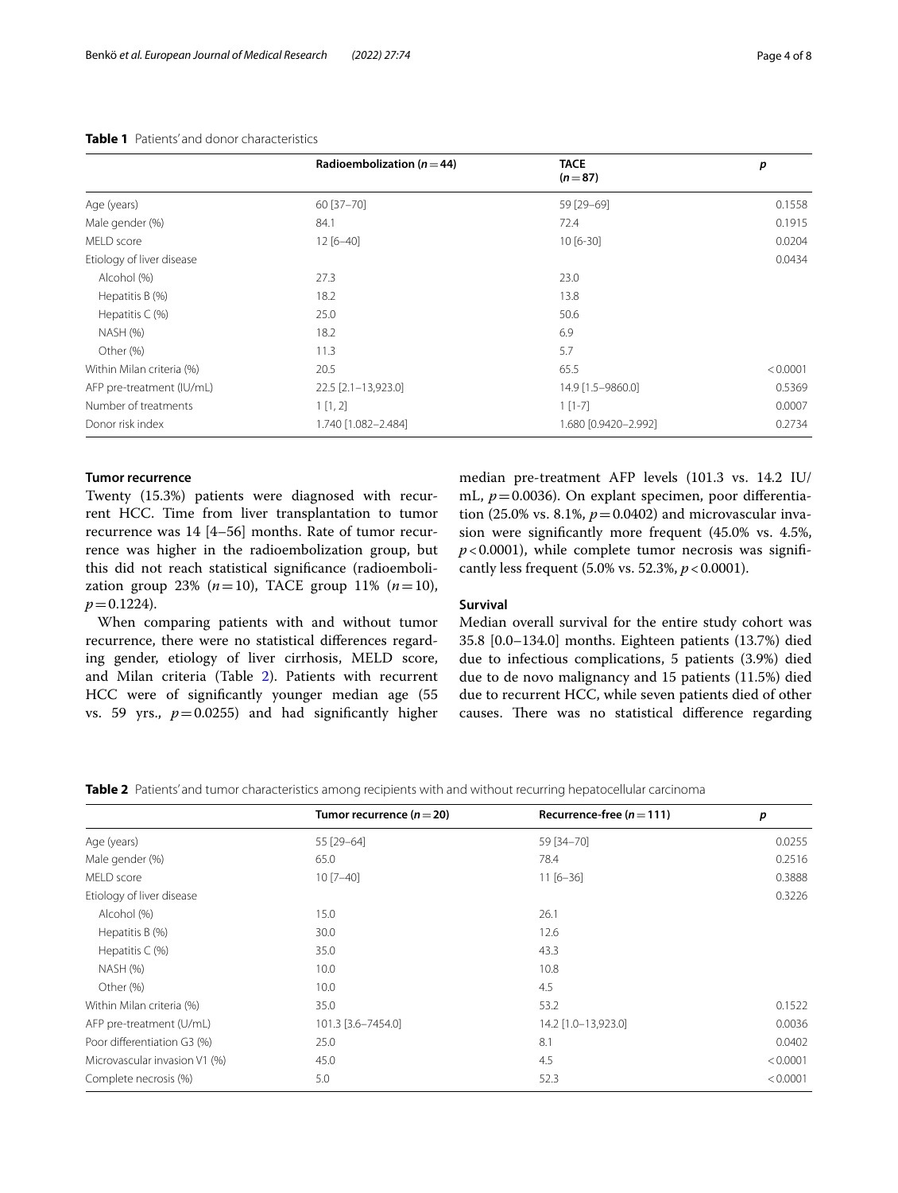**Table 1** Patients' and donor characteristics

| | Radioembolization ($n = 44$) | TACE ($n = 87$) | $p$ |
|---|---|---|---|
| Age (years) | 60 [37–70] | 59 [29–69] | 0.1558 |
| Male gender (%) | 84.1 | 72.4 | 0.1915 |
| MELD score | 12 [6–40] | 10 [6-30] | 0.0204 |
| Etiology of liver disease | | | 0.0434 |
| Alcohol (%) | 27.3 | 23.0 | |
| Hepatitis B (%) | 18.2 | 13.8 | |
| Hepatitis C (%) | 25.0 | 50.6 | |
| NASH (%) | 18.2 | 6.9 | |
| Other (%) | 11.3 | 5.7 | |
| Within Milan criteria (%) | 20.5 | 65.5 | < 0.0001 |
| AFP pre-treatment (IU/mL) | 22.5 [2.1–13,923.0] | 14.9 [1.5–9860.0] | 0.5369 |
| Number of treatments | 1 [1, 2] | 1 [1-7] | 0.0007 |
| Donor risk index | 1.740 [1.082–2.484] | 1.680 [0.9420–2.992] | 0.2734 |

### Tumor recurrence

Twenty (15.3%) patients were diagnosed with recurrent HCC. Time from liver transplantation to tumor recurrence was 14 [4–56] months. Rate of tumor recurrence was higher in the radioembolization group, but this did not reach statistical significance (radioembolization group 23% ($n = 10$), TACE group 11% ($n = 10$), $p = 0.1224$).

When comparing patients with and without tumor recurrence, there were no statistical differences regarding gender, etiology of liver cirrhosis, MELD score, and Milan criteria (Table 2). Patients with recurrent HCC were of significantly younger median age (55 vs. 59 yrs., $p = 0.0255$) and had significantly higher median pre-treatment AFP levels (101.3 vs. 14.2 IU/mL, $p = 0.0036$). On explant specimen, poor differentiation (25.0% vs. 8.1%, $p = 0.0402$) and microvascular invasion were significantly more frequent (45.0% vs. 4.5%, $p < 0.0001$), while complete tumor necrosis was significantly less frequent (5.0% vs. 52.3%, $p < 0.0001$).

### Survival

Median overall survival for the entire study cohort was 35.8 [0.0–134.0] months. Eighteen patients (13.7%) died due to infectious complications, 5 patients (3.9%) died due to de novo malignancy and 15 patients (11.5%) died due to recurrent HCC, while seven patients died of other causes. There was no statistical difference regarding

**Table 2** Patients' and tumor characteristics among recipients with and without recurring hepatocellular carcinoma

| | Tumor recurrence ($n = 20$) | Recurrence-free ($n = 111$) | $p$ |
|---|---|---|---|
| Age (years) | 55 [29–64] | 59 [34–70] | 0.0255 |
| Male gender (%) | 65.0 | 78.4 | 0.2516 |
| MELD score | 10 [7–40] | 11 [6–36] | 0.3888 |
| Etiology of liver disease | | | 0.3226 |
| Alcohol (%) | 15.0 | 26.1 | |
| Hepatitis B (%) | 30.0 | 12.6 | |
| Hepatitis C (%) | 35.0 | 43.3 | |
| NASH (%) | 10.0 | 10.8 | |
| Other (%) | 10.0 | 4.5 | |
| Within Milan criteria (%) | 35.0 | 53.2 | 0.1522 |
| AFP pre-treatment (U/mL) | 101.3 [3.6–7454.0] | 14.2 [1.0–13,923.0] | 0.0036 |
| Poor differentiation G3 (%) | 25.0 | 8.1 | 0.0402 |
| Microvascular invasion V1 (%) | 45.0 | 4.5 | < 0.0001 |
| Complete necrosis (%) | 5.0 | 52.3 | < 0.0001 |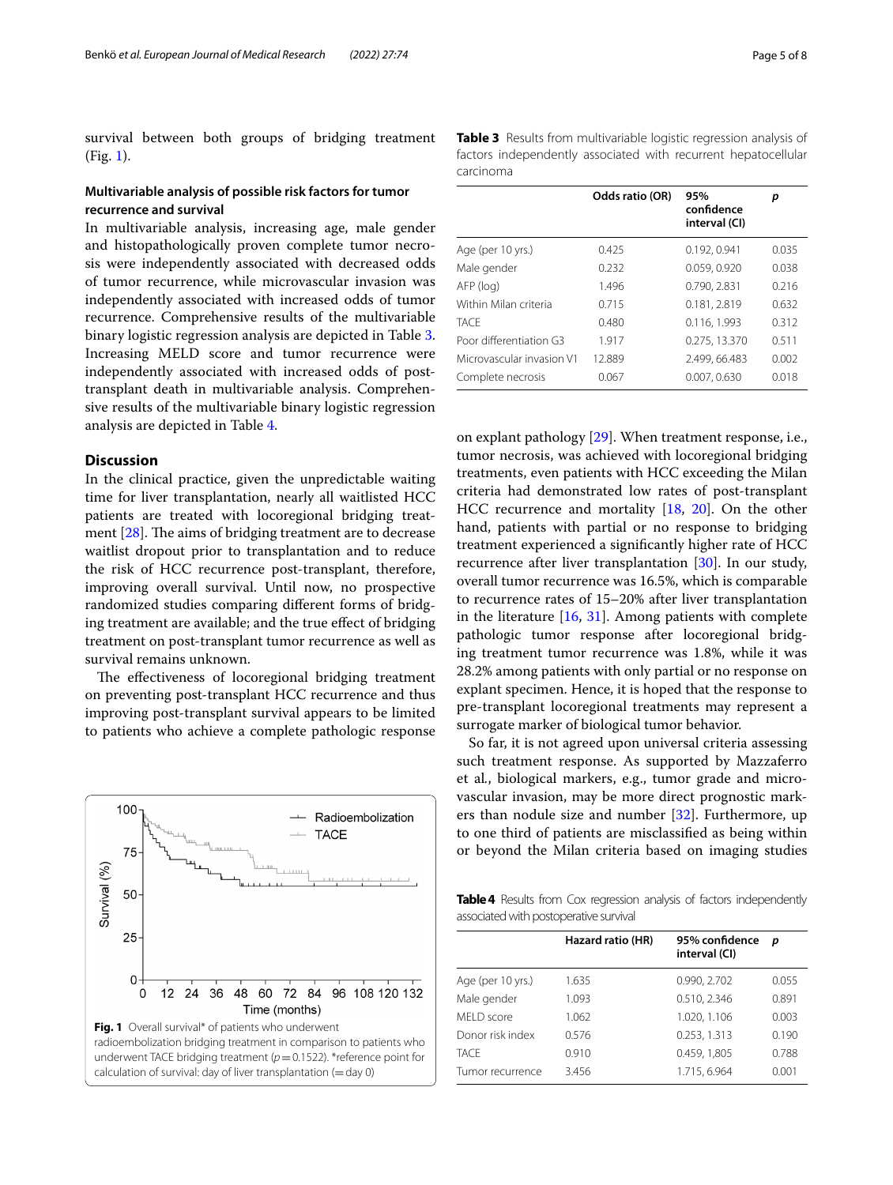survival between both groups of bridging treatment (Fig. 1).

### Multivariable analysis of possible risk factors for tumor recurrence and survival

In multivariable analysis, increasing age, male gender and histopathologically proven complete tumor necrosis were independently associated with decreased odds of tumor recurrence, while microvascular invasion was independently associated with increased odds of tumor recurrence. Comprehensive results of the multivariable binary logistic regression analysis are depicted in Table 3. Increasing MELD score and tumor recurrence were independently associated with increased odds of post-transplant death in multivariable analysis. Comprehensive results of the multivariable binary logistic regression analysis are depicted in Table 4.

## Discussion

In the clinical practice, given the unpredictable waiting time for liver transplantation, nearly all waitlisted HCC patients are treated with locoregional bridging treatment [28]. The aims of bridging treatment are to decrease waitlist dropout prior to transplantation and to reduce the risk of HCC recurrence post-transplant, therefore, improving overall survival. Until now, no prospective randomized studies comparing different forms of bridging treatment are available; and the true effect of bridging treatment on post-transplant tumor recurrence as well as survival remains unknown.

The effectiveness of locoregional bridging treatment on preventing post-transplant HCC recurrence and thus improving post-transplant survival appears to be limited to patients who achieve a complete pathologic response on explant pathology [29]. When treatment response, i.e., tumor necrosis, was achieved with locoregional bridging treatments, even patients with HCC exceeding the Milan criteria had demonstrated low rates of post-transplant HCC recurrence and mortality [18, 20]. On the other hand, patients with partial or no response to bridging treatment experienced a significantly higher rate of HCC recurrence after liver transplantation [30]. In our study, overall tumor recurrence was 16.5%, which is comparable to recurrence rates of 15–20% after liver transplantation in the literature [16, 31]. Among patients with complete pathologic tumor response after locoregional bridging treatment tumor recurrence was 1.8%, while it was 28.2% among patients with only partial or no response on explant specimen. Hence, it is hoped that the response to pre-transplant locoregional treatments may represent a surrogate marker of biological tumor behavior.

So far, it is not agreed upon universal criteria assessing such treatment response. As supported by Mazzaferro et al., biological markers, e.g., tumor grade and microvascular invasion, may be more direct prognostic markers than nodule size and number [32]. Furthermore, up to one third of patients are misclassified as being within or beyond the Milan criteria based on imaging studies

**Fig. 1** Overall survival* of patients who underwent radioembolization bridging treatment in comparison to patients who underwent TACE bridging treatment ($p = 0.1522$). *reference point for calculation of survival: day of liver transplantation (= day 0)

**Table 3** Results from multivariable logistic regression analysis of factors independently associated with recurrent hepatocellular carcinoma

| | Odds ratio (OR) | 95% confidence interval (CI) | *p* |
|---|---|---|---|
| Age (per 10 yrs.) | 0.425 | 0.192, 0.941 | 0.035 |
| Male gender | 0.232 | 0.059, 0.920 | 0.038 |
| AFP (log) | 1.496 | 0.790, 2.831 | 0.216 |
| Within Milan criteria | 0.715 | 0.181, 2.819 | 0.632 |
| TACE | 0.480 | 0.116, 1.993 | 0.312 |
| Poor differentiation G3 | 1.917 | 0.275, 13.370 | 0.511 |
| Microvascular invasion V1 | 12.889 | 2.499, 66.483 | 0.002 |
| Complete necrosis | 0.067 | 0.007, 0.630 | 0.018 |

**Table 4** Results from Cox regression analysis of factors independently associated with postoperative survival

| | Hazard ratio (HR) | 95% confidence interval (CI) | *p* |
|---|---|---|---|
| Age (per 10 yrs.) | 1.635 | 0.990, 2.702 | 0.055 |
| Male gender | 1.093 | 0.510, 2.346 | 0.891 |
| MELD score | 1.062 | 1.020, 1.106 | 0.003 |
| Donor risk index | 0.576 | 0.253, 1.313 | 0.190 |
| TACE | 0.910 | 0.459, 1,805 | 0.788 |
| Tumor recurrence | 3.456 | 1.715, 6.964 | 0.001 |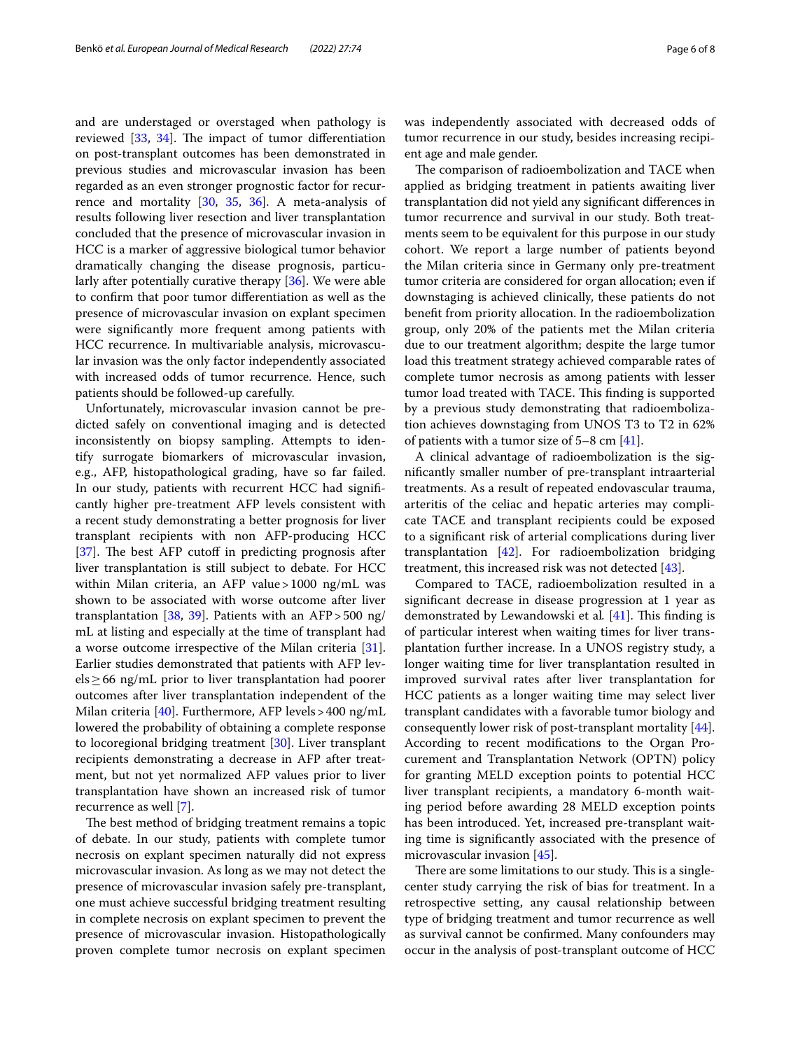and are understaged or overstaged when pathology is reviewed [33, 34]. The impact of tumor differentiation on post-transplant outcomes has been demonstrated in previous studies and microvascular invasion has been regarded as an even stronger prognostic factor for recurrence and mortality [30, 35, 36]. A meta-analysis of results following liver resection and liver transplantation concluded that the presence of microvascular invasion in HCC is a marker of aggressive biological tumor behavior dramatically changing the disease prognosis, particularly after potentially curative therapy [36]. We were able to confirm that poor tumor differentiation as well as the presence of microvascular invasion on explant specimen were significantly more frequent among patients with HCC recurrence. In multivariable analysis, microvascular invasion was the only factor independently associated with increased odds of tumor recurrence. Hence, such patients should be followed-up carefully.

Unfortunately, microvascular invasion cannot be predicted safely on conventional imaging and is detected inconsistently on biopsy sampling. Attempts to identify surrogate biomarkers of microvascular invasion, e.g., AFP, histopathological grading, have so far failed. In our study, patients with recurrent HCC had significantly higher pre-treatment AFP levels consistent with a recent study demonstrating a better prognosis for liver transplant recipients with non AFP-producing HCC [37]. The best AFP cutoff in predicting prognosis after liver transplantation is still subject to debate. For HCC within Milan criteria, an AFP value > 1000 ng/mL was shown to be associated with worse outcome after liver transplantation [38, 39]. Patients with an AFP > 500 ng/mL at listing and especially at the time of transplant had a worse outcome irrespective of the Milan criteria [31]. Earlier studies demonstrated that patients with AFP levels ≥ 66 ng/mL prior to liver transplantation had poorer outcomes after liver transplantation independent of the Milan criteria [40]. Furthermore, AFP levels > 400 ng/mL lowered the probability of obtaining a complete response to locoregional bridging treatment [30]. Liver transplant recipients demonstrating a decrease in AFP after treatment, but not yet normalized AFP values prior to liver transplantation have shown an increased risk of tumor recurrence as well [7].

The best method of bridging treatment remains a topic of debate. In our study, patients with complete tumor necrosis on explant specimen naturally did not express microvascular invasion. As long as we may not detect the presence of microvascular invasion safely pre-transplant, one must achieve successful bridging treatment resulting in complete necrosis on explant specimen to prevent the presence of microvascular invasion. Histopathologically proven complete tumor necrosis on explant specimen was independently associated with decreased odds of tumor recurrence in our study, besides increasing recipient age and male gender.

The comparison of radioembolization and TACE when applied as bridging treatment in patients awaiting liver transplantation did not yield any significant differences in tumor recurrence and survival in our study. Both treatments seem to be equivalent for this purpose in our study cohort. We report a large number of patients beyond the Milan criteria since in Germany only pre-treatment tumor criteria are considered for organ allocation; even if downstaging is achieved clinically, these patients do not benefit from priority allocation. In the radioembolization group, only 20% of the patients met the Milan criteria due to our treatment algorithm; despite the large tumor load this treatment strategy achieved comparable rates of complete tumor necrosis as among patients with lesser tumor load treated with TACE. This finding is supported by a previous study demonstrating that radioembolization achieves downstaging from UNOS T3 to T2 in 62% of patients with a tumor size of 5–8 cm [41].

A clinical advantage of radioembolization is the significantly smaller number of pre-transplant intraarterial treatments. As a result of repeated endovascular trauma, arteritis of the celiac and hepatic arteries may complicate TACE and transplant recipients could be exposed to a significant risk of arterial complications during liver transplantation [42]. For radioembolization bridging treatment, this increased risk was not detected [43].

Compared to TACE, radioembolization resulted in a significant decrease in disease progression at 1 year as demonstrated by Lewandowski et al. [41]. This finding is of particular interest when waiting times for liver transplantation further increase. In a UNOS registry study, a longer waiting time for liver transplantation resulted in improved survival rates after liver transplantation for HCC patients as a longer waiting time may select liver transplant candidates with a favorable tumor biology and consequently lower risk of post-transplant mortality [44]. According to recent modifications to the Organ Procurement and Transplantation Network (OPTN) policy for granting MELD exception points to potential HCC liver transplant recipients, a mandatory 6-month waiting period before awarding 28 MELD exception points has been introduced. Yet, increased pre-transplant waiting time is significantly associated with the presence of microvascular invasion [45].

There are some limitations to our study. This is a single-center study carrying the risk of bias for treatment. In a retrospective setting, any causal relationship between type of bridging treatment and tumor recurrence as well as survival cannot be confirmed. Many confounders may occur in the analysis of post-transplant outcome of HCC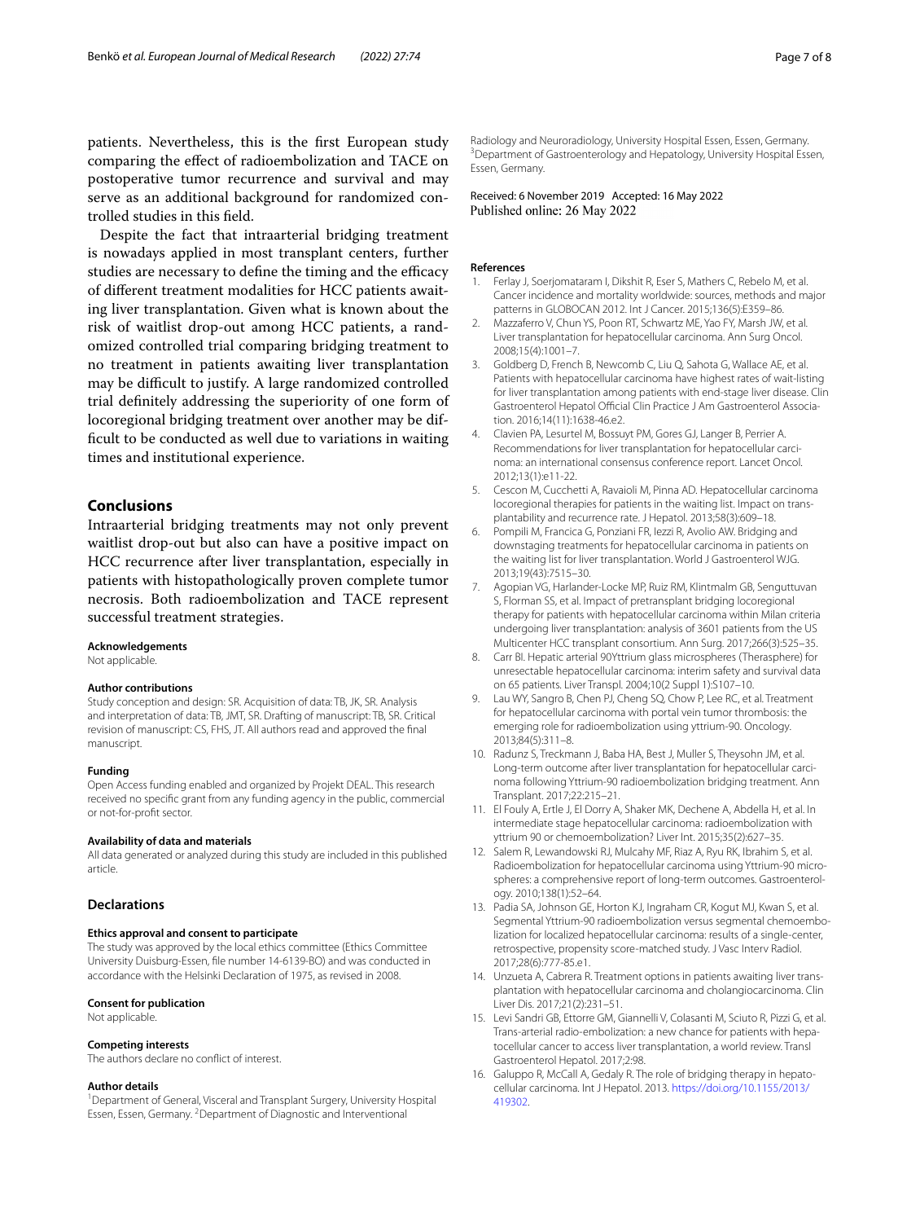patients. Nevertheless, this is the first European study comparing the effect of radioembolization and TACE on postoperative tumor recurrence and survival and may serve as an additional background for randomized controlled studies in this field.

Despite the fact that intraarterial bridging treatment is nowadays applied in most transplant centers, further studies are necessary to define the timing and the efficacy of different treatment modalities for HCC patients awaiting liver transplantation. Given what is known about the risk of waitlist drop-out among HCC patients, a randomized controlled trial comparing bridging treatment to no treatment in patients awaiting liver transplantation may be difficult to justify. A large randomized controlled trial definitely addressing the superiority of one form of locoregional bridging treatment over another may be difficult to be conducted as well due to variations in waiting times and institutional experience.

## Conclusions

Intraarterial bridging treatments may not only prevent waitlist drop-out but also can have a positive impact on HCC recurrence after liver transplantation, especially in patients with histopathologically proven complete tumor necrosis. Both radioembolization and TACE represent successful treatment strategies.

#### Acknowledgements
Not applicable.

#### Author contributions
Study conception and design: SR. Acquisition of data: TB, JK, SR. Analysis and interpretation of data: TB, JMT, SR. Drafting of manuscript: TB, SR. Critical revision of manuscript: CS, FHS, JT. All authors read and approved the final manuscript.

#### Funding
Open Access funding enabled and organized by Projekt DEAL. This research received no specific grant from any funding agency in the public, commercial or not-for-profit sector.

#### Availability of data and materials
All data generated or analyzed during this study are included in this published article.

### Declarations

#### Ethics approval and consent to participate
The study was approved by the local ethics committee (Ethics Committee University Duisburg-Essen, file number 14-6139-BO) and was conducted in accordance with the Helsinki Declaration of 1975, as revised in 2008.

#### Consent for publication
Not applicable.

#### Competing interests
The authors declare no conflict of interest.

#### Author details
[1]Department of General, Visceral and Transplant Surgery, University Hospital Essen, Essen, Germany. [2]Department of Diagnostic and Interventional Radiology and Neuroradiology, University Hospital Essen, Essen, Germany. [3]Department of Gastroenterology and Hepatology, University Hospital Essen, Essen, Germany.

Received: 6 November 2019 Accepted: 16 May 2022
Published online: 26 May 2022

#### References

1. Ferlay J, Soerjomataram I, Dikshit R, Eser S, Mathers C, Rebelo M, et al. Cancer incidence and mortality worldwide: sources, methods and major patterns in GLOBOCAN 2012. Int J Cancer. 2015;136(5):E359–86.
2. Mazzaferro V, Chun YS, Poon RT, Schwartz ME, Yao FY, Marsh JW, et al. Liver transplantation for hepatocellular carcinoma. Ann Surg Oncol. 2008;15(4):1001–7.
3. Goldberg D, French B, Newcomb C, Liu Q, Sahota G, Wallace AE, et al. Patients with hepatocellular carcinoma have highest rates of wait-listing for liver transplantation among patients with end-stage liver disease. Clin Gastroenterol Hepatol Official Clin Practice J Am Gastroenterol Association. 2016;14(11):1638-46.e2.
4. Clavien PA, Lesurtel M, Bossuyt PM, Gores GJ, Langer B, Perrier A. Recommendations for liver transplantation for hepatocellular carcinoma: an international consensus conference report. Lancet Oncol. 2012;13(1):e11-22.
5. Cescon M, Cucchetti A, Ravaioli M, Pinna AD. Hepatocellular carcinoma locoregional therapies for patients in the waiting list. Impact on transplantability and recurrence rate. J Hepatol. 2013;58(3):609–18.
6. Pompili M, Francica G, Ponziani FR, Iezzi R, Avolio AW. Bridging and downstaging treatments for hepatocellular carcinoma in patients on the waiting list for liver transplantation. World J Gastroenterol WJG. 2013;19(43):7515–30.
7. Agopian VG, Harlander-Locke MP, Ruiz RM, Klintmalm GB, Senguttuvan S, Florman SS, et al. Impact of pretransplant bridging locoregional therapy for patients with hepatocellular carcinoma within Milan criteria undergoing liver transplantation: analysis of 3601 patients from the US Multicenter HCC transplant consortium. Ann Surg. 2017;266(3):525–35.
8. Carr BI. Hepatic arterial 90Yttrium glass microspheres (Therasphere) for unresectable hepatocellular carcinoma: interim safety and survival data on 65 patients. Liver Transpl. 2004;10(2 Suppl 1):S107–10.
9. Lau WY, Sangro B, Chen PJ, Cheng SQ, Chow P, Lee RC, et al. Treatment for hepatocellular carcinoma with portal vein tumor thrombosis: the emerging role for radioembolization using yttrium-90. Oncology. 2013;84(5):311–8.
10. Radunz S, Treckmann J, Baba HA, Best J, Muller S, Theysohn JM, et al. Long-term outcome after liver transplantation for hepatocellular carcinoma following Yttrium-90 radioembolization bridging treatment. Ann Transplant. 2017;22:215–21.
11. El Fouly A, Ertle J, El Dorry A, Shaker MK, Dechene A, Abdella H, et al. In intermediate stage hepatocellular carcinoma: radioembolization with yttrium 90 or chemoembolization? Liver Int. 2015;35(2):627–35.
12. Salem R, Lewandowski RJ, Mulcahy MF, Riaz A, Ryu RK, Ibrahim S, et al. Radioembolization for hepatocellular carcinoma using Yttrium-90 microspheres: a comprehensive report of long-term outcomes. Gastroenterology. 2010;138(1):52–64.
13. Padia SA, Johnson GE, Horton KJ, Ingraham CR, Kogut MJ, Kwan S, et al. Segmental Yttrium-90 radioembolization versus segmental chemoembolization for localized hepatocellular carcinoma: results of a single-center, retrospective, propensity score-matched study. J Vasc Interv Radiol. 2017;28(6):777-85.e1.
14. Unzueta A, Cabrera R. Treatment options in patients awaiting liver transplantation with hepatocellular carcinoma and cholangiocarcinoma. Clin Liver Dis. 2017;21(2):231–51.
15. Levi Sandri GB, Ettorre GM, Giannelli V, Colasanti M, Sciuto R, Pizzi G, et al. Trans-arterial radio-embolization: a new chance for patients with hepatocellular cancer to access liver transplantation, a world review. Transl Gastroenterol Hepatol. 2017;2:98.
16. Galuppo R, McCall A, Gedaly R. The role of bridging therapy in hepatocellular carcinoma. Int J Hepatol. 2013. https://doi.org/10.1155/2013/419302.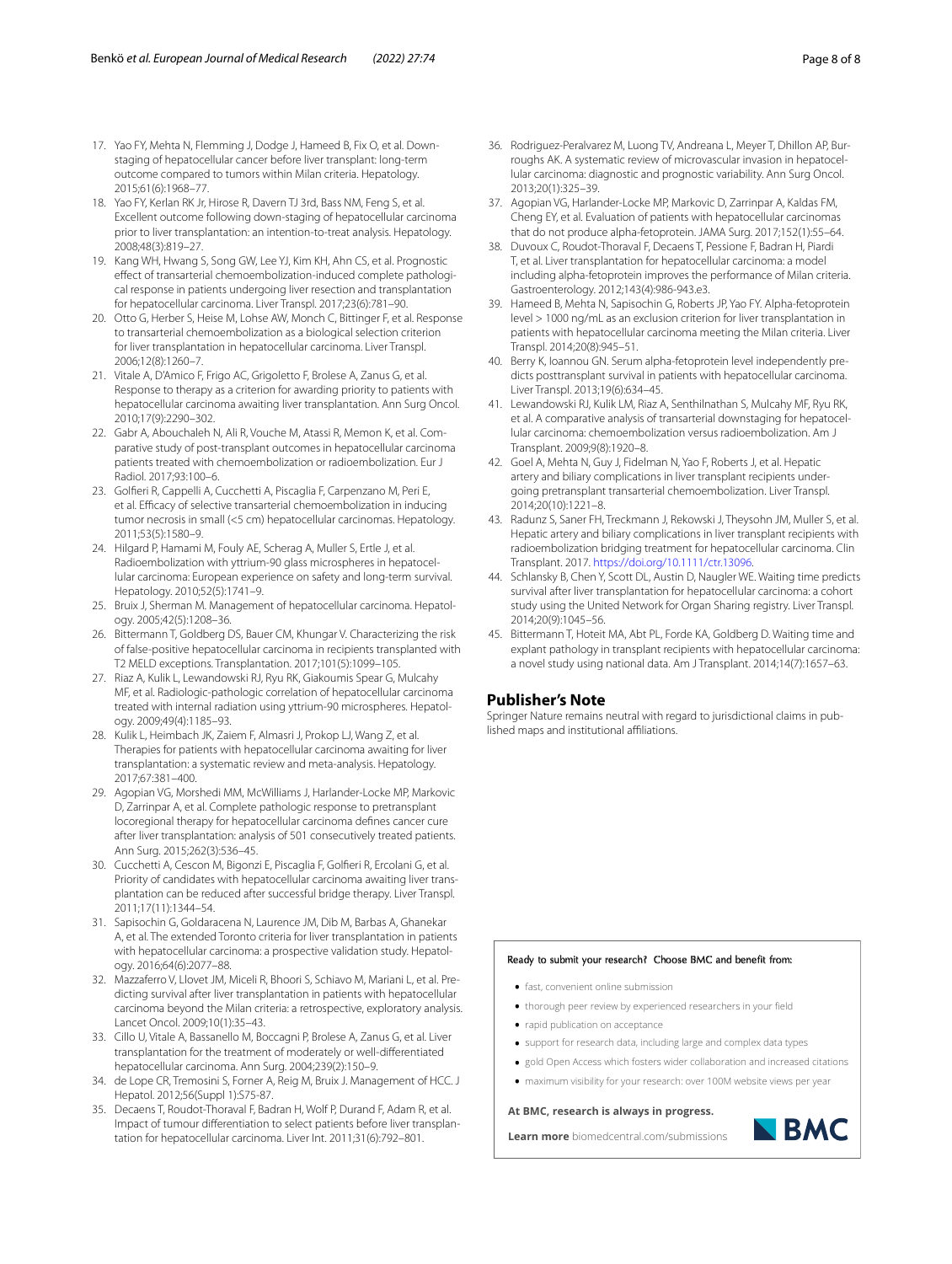17. Yao FY, Mehta N, Flemming J, Dodge J, Hameed B, Fix O, et al. Downstaging of hepatocellular cancer before liver transplant: long-term outcome compared to tumors within Milan criteria. Hepatology. 2015;61(6):1968–77.
18. Yao FY, Kerlan RK Jr, Hirose R, Davern TJ 3rd, Bass NM, Feng S, et al. Excellent outcome following down-staging of hepatocellular carcinoma prior to liver transplantation: an intention-to-treat analysis. Hepatology. 2008;48(3):819–27.
19. Kang WH, Hwang S, Song GW, Lee YJ, Kim KH, Ahn CS, et al. Prognostic effect of transarterial chemoembolization-induced complete pathological response in patients undergoing liver resection and transplantation for hepatocellular carcinoma. Liver Transpl. 2017;23(6):781–90.
20. Otto G, Herber S, Heise M, Lohse AW, Monch C, Bittinger F, et al. Response to transarterial chemoembolization as a biological selection criterion for liver transplantation in hepatocellular carcinoma. Liver Transpl. 2006;12(8):1260–7.
21. Vitale A, D'Amico F, Frigo AC, Grigoletto F, Brolese A, Zanus G, et al. Response to therapy as a criterion for awarding priority to patients with hepatocellular carcinoma awaiting liver transplantation. Ann Surg Oncol. 2010;17(9):2290–302.
22. Gabr A, Abouchaleh N, Ali R, Vouche M, Atassi R, Memon K, et al. Comparative study of post-transplant outcomes in hepatocellular carcinoma patients treated with chemoembolization or radioembolization. Eur J Radiol. 2017;93:100–6.
23. Golfieri R, Cappelli A, Cucchetti A, Piscaglia F, Carpenzano M, Peri E, et al. Efficacy of selective transarterial chemoembolization in inducing tumor necrosis in small (<5 cm) hepatocellular carcinomas. Hepatology. 2011;53(5):1580–9.
24. Hilgard P, Hamami M, Fouly AE, Scherag A, Muller S, Ertle J, et al. Radioembolization with yttrium-90 glass microspheres in hepatocellular carcinoma: European experience on safety and long-term survival. Hepatology. 2010;52(5):1741–9.
25. Bruix J, Sherman M. Management of hepatocellular carcinoma. Hepatology. 2005;42(5):1208–36.
26. Bittermann T, Goldberg DS, Bauer CM, Khungar V. Characterizing the risk of false-positive hepatocellular carcinoma in recipients transplanted with T2 MELD exceptions. Transplantation. 2017;101(5):1099–105.
27. Riaz A, Kulik L, Lewandowski RJ, Ryu RK, Giakoumis Spear G, Mulcahy MF, et al. Radiologic-pathologic correlation of hepatocellular carcinoma treated with internal radiation using yttrium-90 microspheres. Hepatology. 2009;49(4):1185–93.
28. Kulik L, Heimbach JK, Zaiem F, Almasri J, Prokop LJ, Wang Z, et al. Therapies for patients with hepatocellular carcinoma awaiting for liver transplantation: a systematic review and meta-analysis. Hepatology. 2017;67:381–400.
29. Agopian VG, Morshedi MM, McWilliams J, Harlander-Locke MP, Markovic D, Zarrinpar A, et al. Complete pathologic response to pretransplant locoregional therapy for hepatocellular carcinoma defines cancer cure after liver transplantation: analysis of 501 consecutively treated patients. Ann Surg. 2015;262(3):536–45.
30. Cucchetti A, Cescon M, Bigonzi E, Piscaglia F, Golfieri R, Ercolani G, et al. Priority of candidates with hepatocellular carcinoma awaiting liver transplantation can be reduced after successful bridge therapy. Liver Transpl. 2011;17(11):1344–54.
31. Sapisochin G, Goldaracena N, Laurence JM, Dib M, Barbas A, Ghanekar A, et al. The extended Toronto criteria for liver transplantation in patients with hepatocellular carcinoma: a prospective validation study. Hepatology. 2016;64(6):2077–88.
32. Mazzaferro V, Llovet JM, Miceli R, Bhoori S, Schiavo M, Mariani L, et al. Predicting survival after liver transplantation in patients with hepatocellular carcinoma beyond the Milan criteria: a retrospective, exploratory analysis. Lancet Oncol. 2009;10(1):35–43.
33. Cillo U, Vitale A, Bassanello M, Boccagni P, Brolese A, Zanus G, et al. Liver transplantation for the treatment of moderately or well-differentiated hepatocellular carcinoma. Ann Surg. 2004;239(2):150–9.
34. de Lope CR, Tremosini S, Forner A, Reig M, Bruix J. Management of HCC. J Hepatol. 2012;56(Suppl 1):S75-87.
35. Decaens T, Roudot-Thoraval F, Badran H, Wolf P, Durand F, Adam R, et al. Impact of tumour differentiation to select patients before liver transplantation for hepatocellular carcinoma. Liver Int. 2011;31(6):792–801.
36. Rodriguez-Peralvarez M, Luong TV, Andreana L, Meyer T, Dhillon AP, Burroughs AK. A systematic review of microvascular invasion in hepatocellular carcinoma: diagnostic and prognostic variability. Ann Surg Oncol. 2013;20(1):325–39.
37. Agopian VG, Harlander-Locke MP, Markovic D, Zarrinpar A, Kaldas FM, Cheng EY, et al. Evaluation of patients with hepatocellular carcinomas that do not produce alpha-fetoprotein. JAMA Surg. 2017;152(1):55–64.
38. Duvoux C, Roudot-Thoraval F, Decaens T, Pessione F, Badran H, Piardi T, et al. Liver transplantation for hepatocellular carcinoma: a model including alpha-fetoprotein improves the performance of Milan criteria. Gastroenterology. 2012;143(4):986-943.e3.
39. Hameed B, Mehta N, Sapisochin G, Roberts JP, Yao FY. Alpha-fetoprotein level > 1000 ng/mL as an exclusion criterion for liver transplantation in patients with hepatocellular carcinoma meeting the Milan criteria. Liver Transpl. 2014;20(8):945–51.
40. Berry K, Ioannou GN. Serum alpha-fetoprotein level independently predicts posttransplant survival in patients with hepatocellular carcinoma. Liver Transpl. 2013;19(6):634–45.
41. Lewandowski RJ, Kulik LM, Riaz A, Senthilnathan S, Mulcahy MF, Ryu RK, et al. A comparative analysis of transarterial downstaging for hepatocellular carcinoma: chemoembolization versus radioembolization. Am J Transplant. 2009;9(8):1920–8.
42. Goel A, Mehta N, Guy J, Fidelman N, Yao F, Roberts J, et al. Hepatic artery and biliary complications in liver transplant recipients undergoing pretransplant transarterial chemoembolization. Liver Transpl. 2014;20(10):1221–8.
43. Radunz S, Saner FH, Treckmann J, Rekowski J, Theysohn JM, Muller S, et al. Hepatic artery and biliary complications in liver transplant recipients with radioembolization bridging treatment for hepatocellular carcinoma. Clin Transplant. 2017. https://doi.org/10.1111/ctr.13096.
44. Schlansky B, Chen Y, Scott DL, Austin D, Naugler WE. Waiting time predicts survival after liver transplantation for hepatocellular carcinoma: a cohort study using the United Network for Organ Sharing registry. Liver Transpl. 2014;20(9):1045–56.
45. Bittermann T, Hoteit MA, Abt PL, Forde KA, Goldberg D. Waiting time and explant pathology in transplant recipients with hepatocellular carcinoma: a novel study using national data. Am J Transplant. 2014;14(7):1657–63.

## Publisher's Note

Springer Nature remains neutral with regard to jurisdictional claims in published maps and institutional affiliations.

Ready to submit your research? Choose BMC and benefit from:

- fast, convenient online submission
- thorough peer review by experienced researchers in your field
- rapid publication on acceptance
- support for research data, including large and complex data types
- gold Open Access which fosters wider collaboration and increased citations
- maximum visibility for your research: over 100M website views per year

**At BMC, research is always in progress.**

**Learn more** biomedcentral.com/submissions